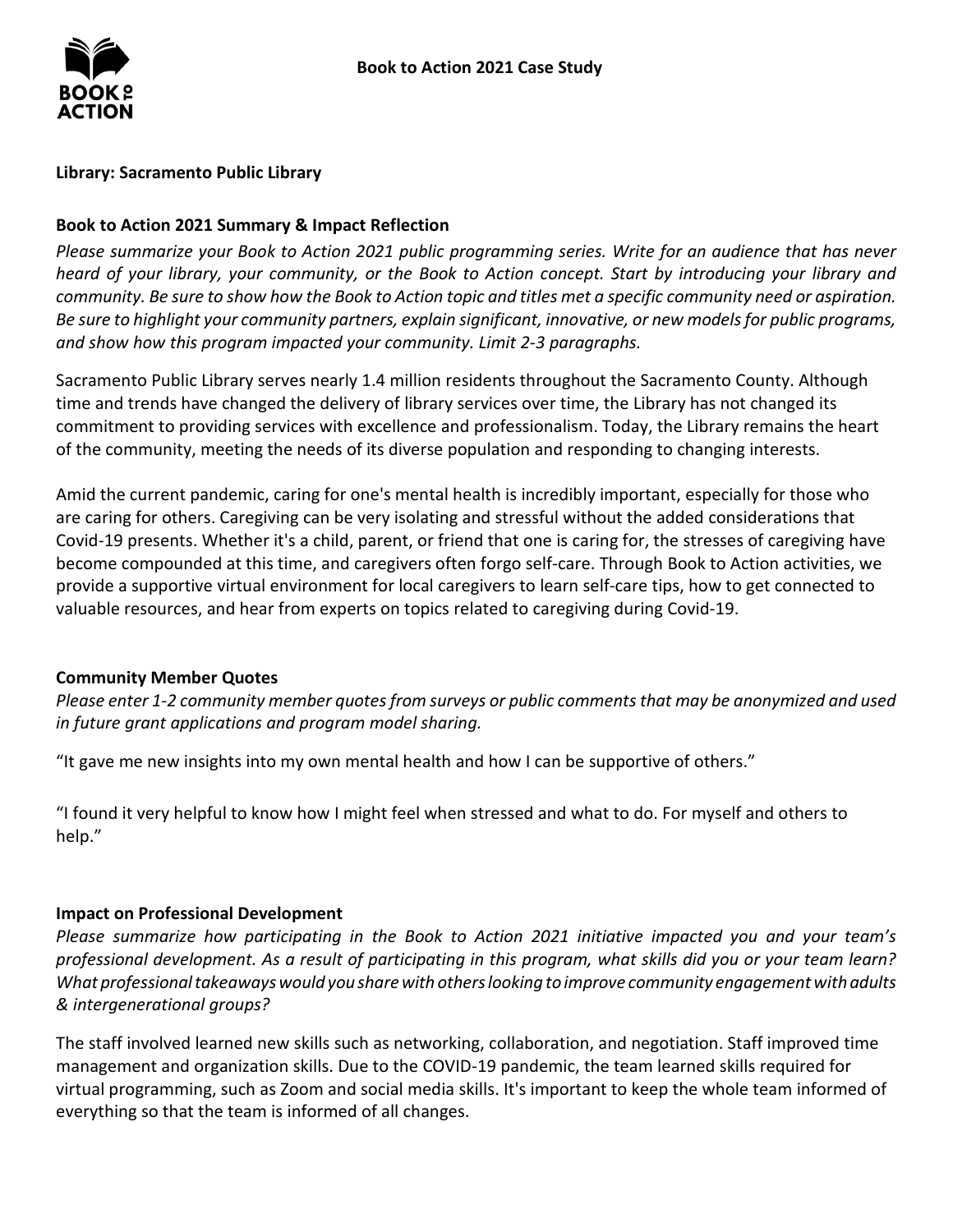# Book to Action 2021 Case Study

**Library: Sacramento Public Library**

## Book to Action 2021 Summary & Impact Reflection

*Please summarize your Book to Action 2021 public programming series. Write for an audience that has never heard of your library, your community, or the Book to Action concept. Start by introducing your library and community. Be sure to show how the Book to Action topic and titles met a specific community need or aspiration. Be sure to highlight your community partners, explain significant, innovative, or new models for public programs, and show how this program impacted your community. Limit 2-3 paragraphs.*

Sacramento Public Library serves nearly 1.4 million residents throughout the Sacramento County. Although time and trends have changed the delivery of library services over time, the Library has not changed its commitment to providing services with excellence and professionalism. Today, the Library remains the heart of the community, meeting the needs of its diverse population and responding to changing interests.

Amid the current pandemic, caring for one's mental health is incredibly important, especially for those who are caring for others. Caregiving can be very isolating and stressful without the added considerations that Covid-19 presents. Whether it's a child, parent, or friend that one is caring for, the stresses of caregiving have become compounded at this time, and caregivers often forgo self-care. Through Book to Action activities, we provide a supportive virtual environment for local caregivers to learn self-care tips, how to get connected to valuable resources, and hear from experts on topics related to caregiving during Covid-19.

## Community Member Quotes

*Please enter 1-2 community member quotes from surveys or public comments that may be anonymized and used in future grant applications and program model sharing.*

"It gave me new insights into my own mental health and how I can be supportive of others."

"I found it very helpful to know how I might feel when stressed and what to do. For myself and others to help."

## Impact on Professional Development

*Please summarize how participating in the Book to Action 2021 initiative impacted you and your team's professional development. As a result of participating in this program, what skills did you or your team learn? What professional takeaways would you share with others looking to improve community engagement with adults & intergenerational groups?*

The staff involved learned new skills such as networking, collaboration, and negotiation. Staff improved time management and organization skills. Due to the COVID-19 pandemic, the team learned skills required for virtual programming, such as Zoom and social media skills. It's important to keep the whole team informed of everything so that the team is informed of all changes.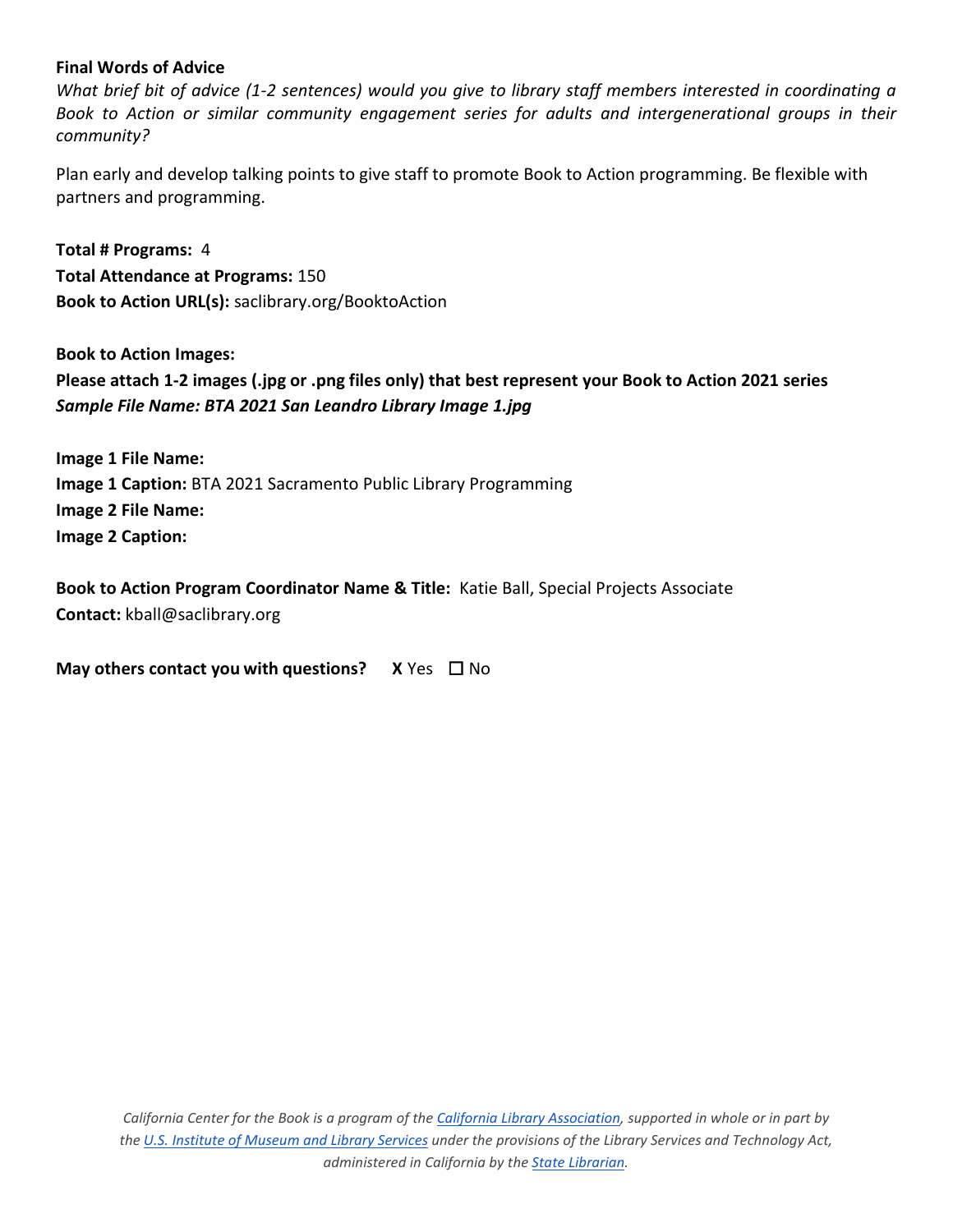**Final Words of Advice**

*What brief bit of advice (1-2 sentences) would you give to library staff members interested in coordinating a Book to Action or similar community engagement series for adults and intergenerational groups in their community?*

Plan early and develop talking points to give staff to promote Book to Action programming. Be flexible with partners and programming.

**Total # Programs:** 4
**Total Attendance at Programs:** 150
**Book to Action URL(s):** saclibrary.org/BooktoAction

**Book to Action Images:**
**Please attach 1-2 images (.jpg or .png files only) that best represent your Book to Action 2021 series**
***Sample File Name: BTA 2021 San Leandro Library Image 1.jpg***

**Image 1 File Name:**
**Image 1 Caption:** BTA 2021 Sacramento Public Library Programming
**Image 2 File Name:**
**Image 2 Caption:**

**Book to Action Program Coordinator Name & Title:** Katie Ball, Special Projects Associate
**Contact:** kball@saclibrary.org

**May others contact you with questions?** **X** Yes ☐ No

*California Center for the Book is a program of the [California Library Association](), supported in whole or in part by the [U.S. Institute of Museum and Library Services]() under the provisions of the Library Services and Technology Act, administered in California by the [State Librarian]().*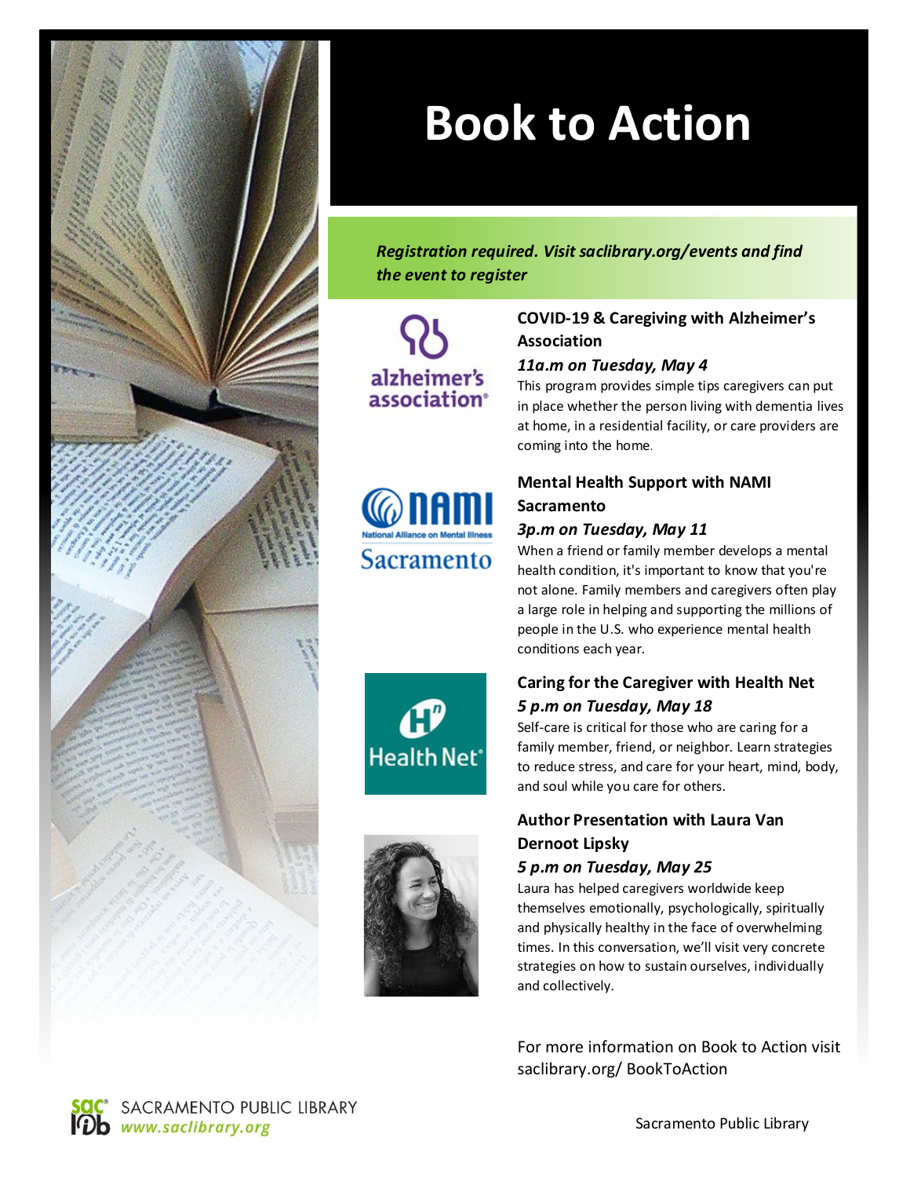# Book to Action

*Registration required. Visit saclibrary.org/events and find the event to register*

### COVID-19 & Caregiving with Alzheimer's Association

***11a.m on Tuesday, May 4***

This program provides simple tips caregivers can put in place whether the person living with dementia lives at home, in a residential facility, or care providers are coming into the home.

### Mental Health Support with NAMI Sacramento

***3p.m on Tuesday, May 11***

When a friend or family member develops a mental health condition, it's important to know that you're not alone. Family members and caregivers often play a large role in helping and supporting the millions of people in the U.S. who experience mental health conditions each year.

### Caring for the Caregiver with Health Net

***5 p.m on Tuesday, May 18***

Self-care is critical for those who are caring for a family member, friend, or neighbor. Learn strategies to reduce stress, and care for your heart, mind, body, and soul while you care for others.

### Author Presentation with Laura Van Dernoot Lipsky

***5 p.m on Tuesday, May 25***

Laura has helped caregivers worldwide keep themselves emotionally, psychologically, spiritually and physically healthy in the face of overwhelming times. In this conversation, we'll visit very concrete strategies on how to sustain ourselves, individually and collectively.

For more information on Book to Action visit saclibrary.org/ BookToAction

SACRAMENTO PUBLIC LIBRARY
*www.saclibrary.org*

Sacramento Public Library